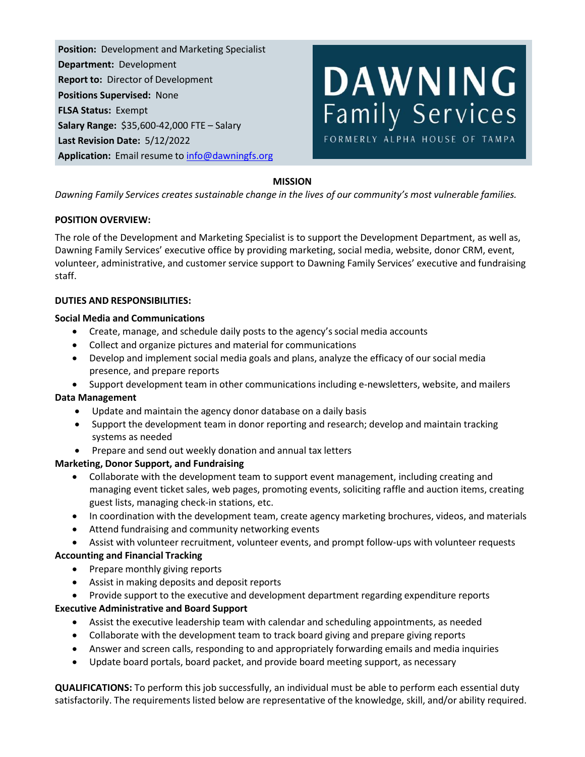**Position:** Development and Marketing Specialist
**Department:** Development
**Report to:** Director of Development
**Positions Supervised:** None
**FLSA Status:** Exempt
**Salary Range:** $35,600-42,000 FTE – Salary
**Last Revision Date:** 5/12/2022
**Application:** Email resume to info@dawningfs.org

DAWNING Family Services
FORMERLY ALPHA HOUSE OF TAMPA

**MISSION**

*Dawning Family Services creates sustainable change in the lives of our community's most vulnerable families.*

**POSITION OVERVIEW:**

The role of the Development and Marketing Specialist is to support the Development Department, as well as, Dawning Family Services' executive office by providing marketing, social media, website, donor CRM, event, volunteer, administrative, and customer service support to Dawning Family Services' executive and fundraising staff.

**DUTIES AND RESPONSIBILITIES:**

**Social Media and Communications**

- Create, manage, and schedule daily posts to the agency's social media accounts
- Collect and organize pictures and material for communications
- Develop and implement social media goals and plans, analyze the efficacy of our social media presence, and prepare reports
- Support development team in other communications including e-newsletters, website, and mailers

**Data Management**

- Update and maintain the agency donor database on a daily basis
- Support the development team in donor reporting and research; develop and maintain tracking systems as needed
- Prepare and send out weekly donation and annual tax letters

**Marketing, Donor Support, and Fundraising**

- Collaborate with the development team to support event management, including creating and managing event ticket sales, web pages, promoting events, soliciting raffle and auction items, creating guest lists, managing check-in stations, etc.
- In coordination with the development team, create agency marketing brochures, videos, and materials
- Attend fundraising and community networking events
- Assist with volunteer recruitment, volunteer events, and prompt follow-ups with volunteer requests

**Accounting and Financial Tracking**

- Prepare monthly giving reports
- Assist in making deposits and deposit reports
- Provide support to the executive and development department regarding expenditure reports

**Executive Administrative and Board Support**

- Assist the executive leadership team with calendar and scheduling appointments, as needed
- Collaborate with the development team to track board giving and prepare giving reports
- Answer and screen calls, responding to and appropriately forwarding emails and media inquiries
- Update board portals, board packet, and provide board meeting support, as necessary

**QUALIFICATIONS:** To perform this job successfully, an individual must be able to perform each essential duty satisfactorily. The requirements listed below are representative of the knowledge, skill, and/or ability required.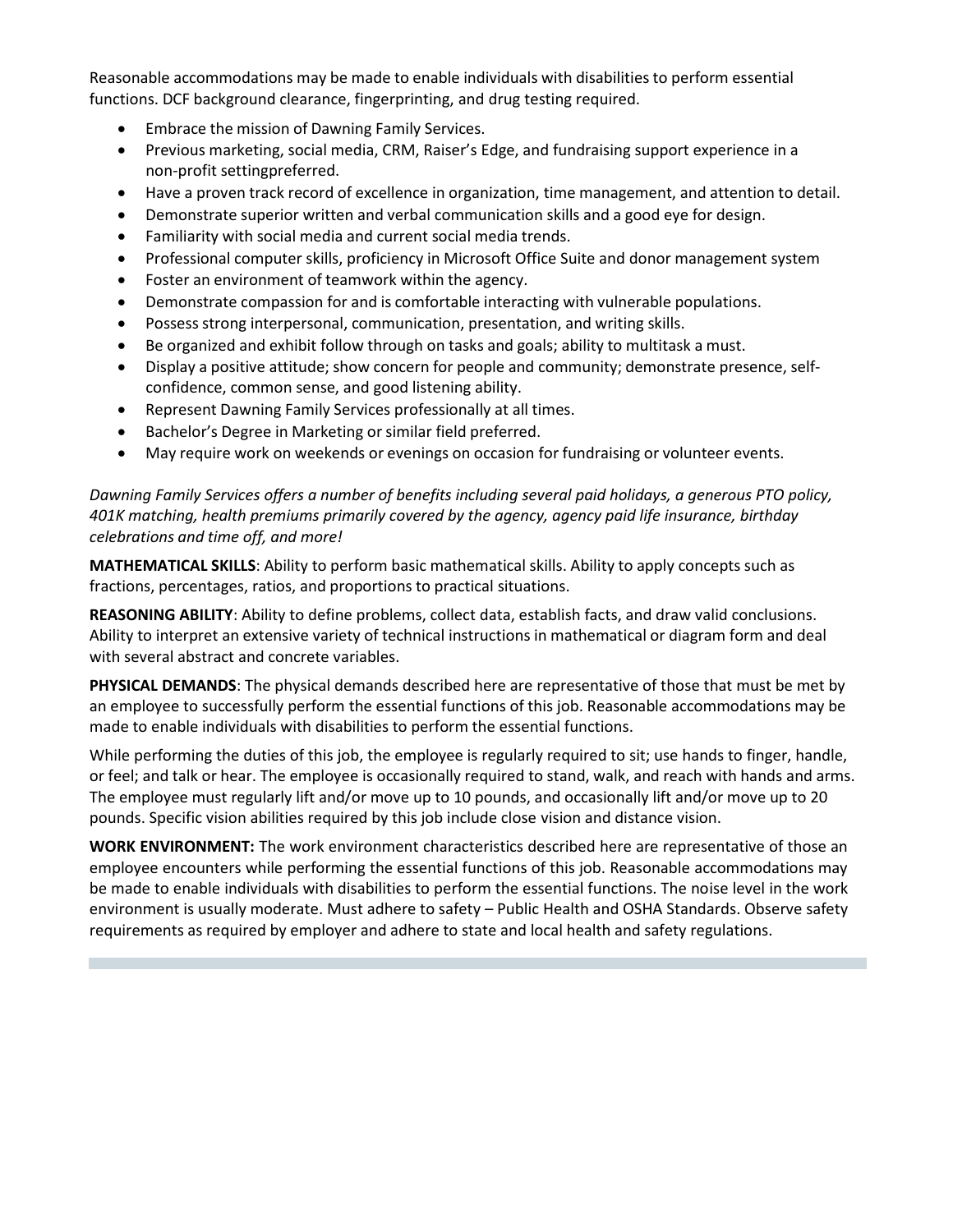Reasonable accommodations may be made to enable individuals with disabilities to perform essential functions. DCF background clearance, fingerprinting, and drug testing required.

- Embrace the mission of Dawning Family Services.
- Previous marketing, social media, CRM, Raiser's Edge, and fundraising support experience in a non-profit settingpreferred.
- Have a proven track record of excellence in organization, time management, and attention to detail.
- Demonstrate superior written and verbal communication skills and a good eye for design.
- Familiarity with social media and current social media trends.
- Professional computer skills, proficiency in Microsoft Office Suite and donor management system
- Foster an environment of teamwork within the agency.
- Demonstrate compassion for and is comfortable interacting with vulnerable populations.
- Possess strong interpersonal, communication, presentation, and writing skills.
- Be organized and exhibit follow through on tasks and goals; ability to multitask a must.
- Display a positive attitude; show concern for people and community; demonstrate presence, self-confidence, common sense, and good listening ability.
- Represent Dawning Family Services professionally at all times.
- Bachelor's Degree in Marketing or similar field preferred.
- May require work on weekends or evenings on occasion for fundraising or volunteer events.

*Dawning Family Services offers a number of benefits including several paid holidays, a generous PTO policy, 401K matching, health premiums primarily covered by the agency, agency paid life insurance, birthday celebrations and time off, and more!*

**MATHEMATICAL SKILLS**: Ability to perform basic mathematical skills. Ability to apply concepts such as fractions, percentages, ratios, and proportions to practical situations.

**REASONING ABILITY**: Ability to define problems, collect data, establish facts, and draw valid conclusions. Ability to interpret an extensive variety of technical instructions in mathematical or diagram form and deal with several abstract and concrete variables.

**PHYSICAL DEMANDS**: The physical demands described here are representative of those that must be met by an employee to successfully perform the essential functions of this job. Reasonable accommodations may be made to enable individuals with disabilities to perform the essential functions.

While performing the duties of this job, the employee is regularly required to sit; use hands to finger, handle, or feel; and talk or hear. The employee is occasionally required to stand, walk, and reach with hands and arms. The employee must regularly lift and/or move up to 10 pounds, and occasionally lift and/or move up to 20 pounds. Specific vision abilities required by this job include close vision and distance vision.

**WORK ENVIRONMENT:** The work environment characteristics described here are representative of those an employee encounters while performing the essential functions of this job. Reasonable accommodations may be made to enable individuals with disabilities to perform the essential functions. The noise level in the work environment is usually moderate. Must adhere to safety – Public Health and OSHA Standards. Observe safety requirements as required by employer and adhere to state and local health and safety regulations.